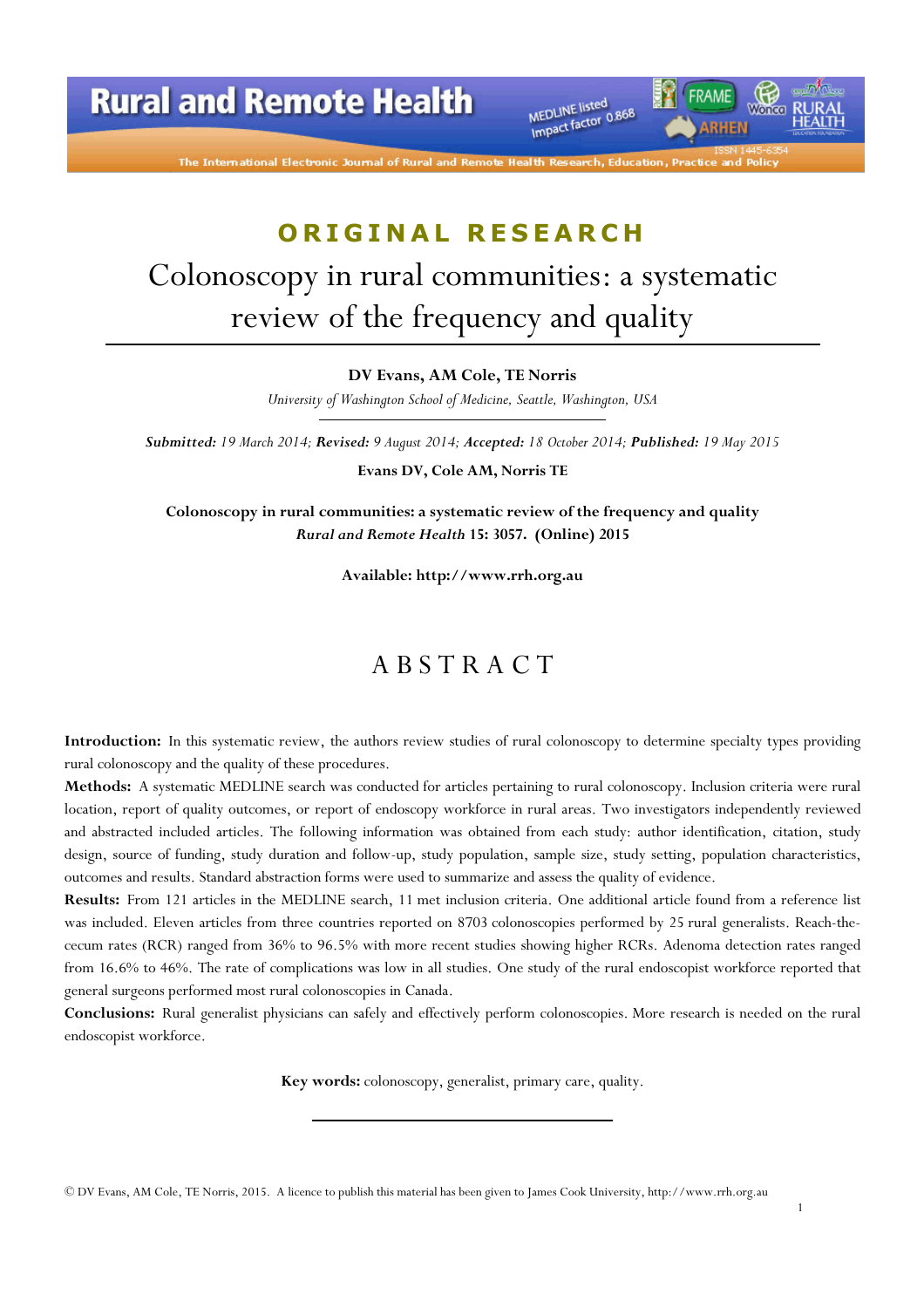ORIGINAL RESEARCH

# Colonoscopy in rural communities: a systematic review of the frequency and quality

**DV Evans, AM Cole, TE Norris**

*University of Washington School of Medicine, Seattle, Washington, USA*

***Submitted:*** *19 March 2014;* ***Revised:*** *9 August 2014;* ***Accepted:*** *18 October 2014;* ***Published:*** *19 May 2015*

**Evans DV, Cole AM, Norris TE**

**Colonoscopy in rural communities: a systematic review of the frequency and quality**
***Rural and Remote Health*** **15: 3057. (Online) 2015**

**Available: http://www.rrh.org.au**

## ABSTRACT

**Introduction:** In this systematic review, the authors review studies of rural colonoscopy to determine specialty types providing rural colonoscopy and the quality of these procedures.

**Methods:** A systematic MEDLINE search was conducted for articles pertaining to rural colonoscopy. Inclusion criteria were rural location, report of quality outcomes, or report of endoscopy workforce in rural areas. Two investigators independently reviewed and abstracted included articles. The following information was obtained from each study: author identification, citation, study design, source of funding, study duration and follow-up, study population, sample size, study setting, population characteristics, outcomes and results. Standard abstraction forms were used to summarize and assess the quality of evidence.

**Results:** From 121 articles in the MEDLINE search, 11 met inclusion criteria. One additional article found from a reference list was included. Eleven articles from three countries reported on 8703 colonoscopies performed by 25 rural generalists. Reach-the-cecum rates (RCR) ranged from 36% to 96.5% with more recent studies showing higher RCRs. Adenoma detection rates ranged from 16.6% to 46%. The rate of complications was low in all studies. One study of the rural endoscopist workforce reported that general surgeons performed most rural colonoscopies in Canada.

**Conclusions:** Rural generalist physicians can safely and effectively perform colonoscopies. More research is needed on the rural endoscopist workforce.

**Key words:** colonoscopy, generalist, primary care, quality.

© DV Evans, AM Cole, TE Norris, 2015. A licence to publish this material has been given to James Cook University, http://www.rrh.org.au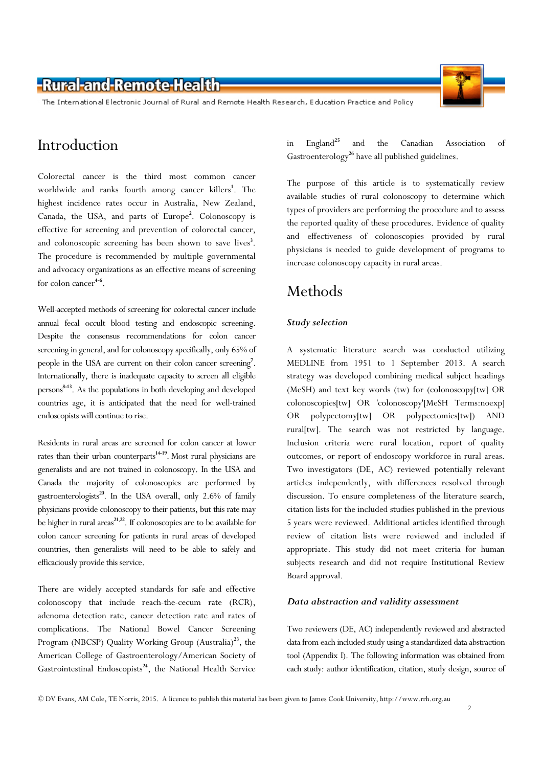## Introduction

Colorectal cancer is the third most common cancer worldwide and ranks fourth among cancer killers[1]. The highest incidence rates occur in Australia, New Zealand, Canada, the USA, and parts of Europe[2]. Colonoscopy is effective for screening and prevention of colorectal cancer, and colonoscopic screening has been shown to save lives[3]. The procedure is recommended by multiple governmental and advocacy organizations as an effective means of screening for colon cancer[4-6].

Well-accepted methods of screening for colorectal cancer include annual fecal occult blood testing and endoscopic screening. Despite the consensus recommendations for colon cancer screening in general, and for colonoscopy specifically, only 65% of people in the USA are current on their colon cancer screening[7]. Internationally, there is inadequate capacity to screen all eligible persons[8-13]. As the populations in both developing and developed countries age, it is anticipated that the need for well-trained endoscopists will continue to rise.

Residents in rural areas are screened for colon cancer at lower rates than their urban counterparts[14-19]. Most rural physicians are generalists and are not trained in colonoscopy. In the USA and Canada the majority of colonoscopies are performed by gastroenterologists[20]. In the USA overall, only 2.6% of family physicians provide colonoscopy to their patients, but this rate may be higher in rural areas[21,22]. If colonoscopies are to be available for colon cancer screening for patients in rural areas of developed countries, then generalists will need to be able to safely and efficaciously provide this service.

There are widely accepted standards for safe and effective colonoscopy that include reach-the-cecum rate (RCR), adenoma detection rate, cancer detection rate and rates of complications. The National Bowel Cancer Screening Program (NBCSP) Quality Working Group (Australia)[23], the American College of Gastroenterology/American Society of Gastrointestinal Endoscopists[24], the National Health Service in England[25] and the Canadian Association of Gastroenterology[26] have all published guidelines.

The purpose of this article is to systematically review available studies of rural colonoscopy to determine which types of providers are performing the procedure and to assess the reported quality of these procedures. Evidence of quality and effectiveness of colonoscopies provided by rural physicians is needed to guide development of programs to increase colonoscopy capacity in rural areas.

## Methods

### *Study selection*

A systematic literature search was conducted utilizing MEDLINE from 1951 to 1 September 2013. A search strategy was developed combining medical subject headings (MeSH) and text key words (tw) for (colonoscopy[tw] OR colonoscopies[tw] OR 'colonoscopy'[MeSH Terms:noexp] OR polypectomy[tw] OR polypectomies[tw]) AND rural[tw]. The search was not restricted by language. Inclusion criteria were rural location, report of quality outcomes, or report of endoscopy workforce in rural areas. Two investigators (DE, AC) reviewed potentially relevant articles independently, with differences resolved through discussion. To ensure completeness of the literature search, citation lists for the included studies published in the previous 5 years were reviewed. Additional articles identified through review of citation lists were reviewed and included if appropriate. This study did not meet criteria for human subjects research and did not require Institutional Review Board approval.

### *Data abstraction and validity assessment*

Two reviewers (DE, AC) independently reviewed and abstracted data from each included study using a standardized data abstraction tool (Appendix I). The following information was obtained from each study: author identification, citation, study design, source of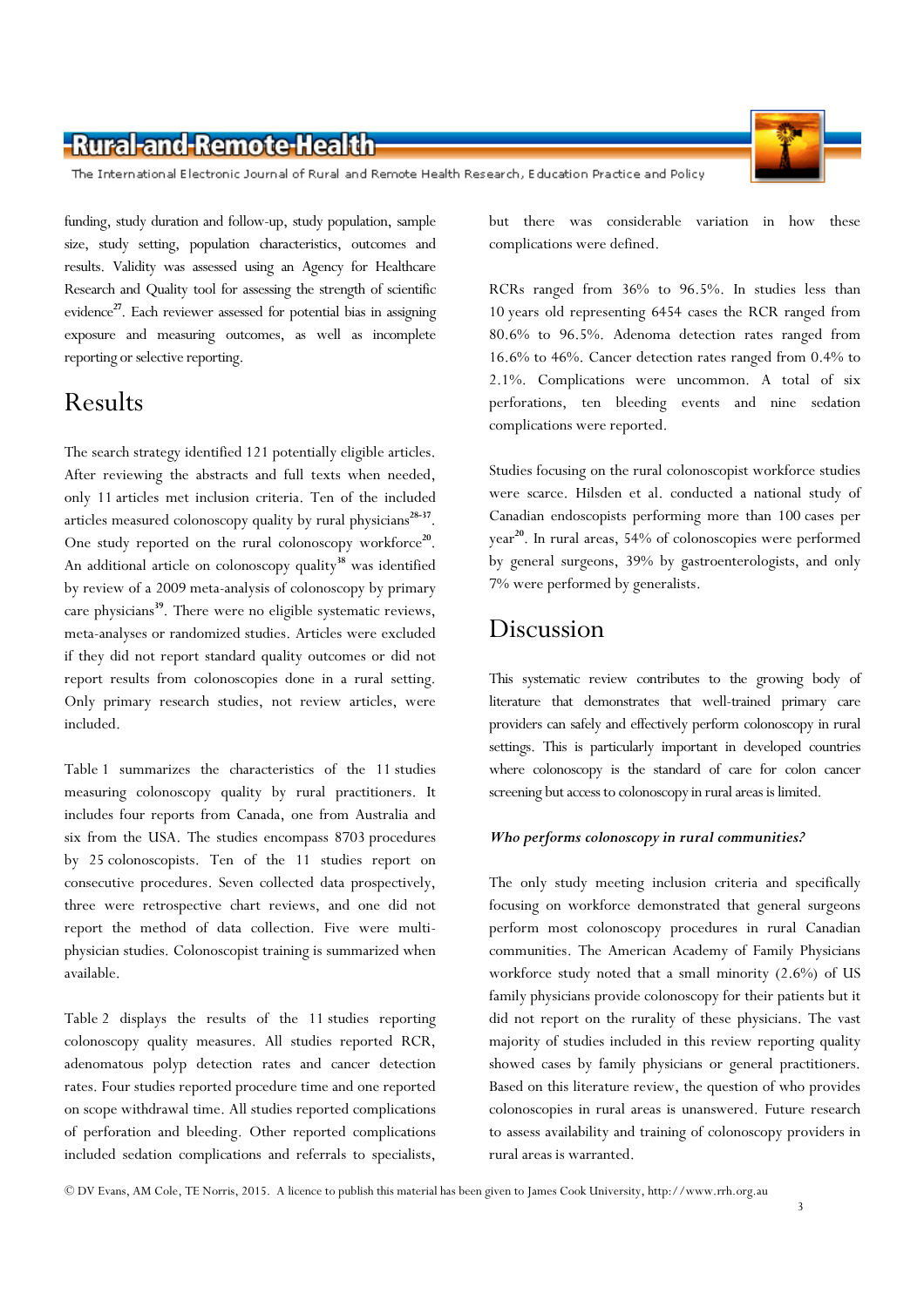funding, study duration and follow-up, study population, sample size, study setting, population characteristics, outcomes and results. Validity was assessed using an Agency for Healthcare Research and Quality tool for assessing the strength of scientific evidence[27]. Each reviewer assessed for potential bias in assigning exposure and measuring outcomes, as well as incomplete reporting or selective reporting.

# Results

The search strategy identified 121 potentially eligible articles. After reviewing the abstracts and full texts when needed, only 11 articles met inclusion criteria. Ten of the included articles measured colonoscopy quality by rural physicians[28-37]. One study reported on the rural colonoscopy workforce[20]. An additional article on colonoscopy quality[38] was identified by review of a 2009 meta-analysis of colonoscopy by primary care physicians[39]. There were no eligible systematic reviews, meta-analyses or randomized studies. Articles were excluded if they did not report standard quality outcomes or did not report results from colonoscopies done in a rural setting. Only primary research studies, not review articles, were included.

Table 1 summarizes the characteristics of the 11 studies measuring colonoscopy quality by rural practitioners. It includes four reports from Canada, one from Australia and six from the USA. The studies encompass 8703 procedures by 25 colonoscopists. Ten of the 11 studies report on consecutive procedures. Seven collected data prospectively, three were retrospective chart reviews, and one did not report the method of data collection. Five were multi-physician studies. Colonoscopist training is summarized when available.

Table 2 displays the results of the 11 studies reporting colonoscopy quality measures. All studies reported RCR, adenomatous polyp detection rates and cancer detection rates. Four studies reported procedure time and one reported on scope withdrawal time. All studies reported complications of perforation and bleeding. Other reported complications included sedation complications and referrals to specialists, but there was considerable variation in how these complications were defined.

RCRs ranged from 36% to 96.5%. In studies less than 10 years old representing 6454 cases the RCR ranged from 80.6% to 96.5%. Adenoma detection rates ranged from 16.6% to 46%. Cancer detection rates ranged from 0.4% to 2.1%. Complications were uncommon. A total of six perforations, ten bleeding events and nine sedation complications were reported.

Studies focusing on the rural colonoscopist workforce studies were scarce. Hilsden et al. conducted a national study of Canadian endoscopists performing more than 100 cases per year[20]. In rural areas, 54% of colonoscopies were performed by general surgeons, 39% by gastroenterologists, and only 7% were performed by generalists.

# Discussion

This systematic review contributes to the growing body of literature that demonstrates that well-trained primary care providers can safely and effectively perform colonoscopy in rural settings. This is particularly important in developed countries where colonoscopy is the standard of care for colon cancer screening but access to colonoscopy in rural areas is limited.

### *Who performs colonoscopy in rural communities?*

The only study meeting inclusion criteria and specifically focusing on workforce demonstrated that general surgeons perform most colonoscopy procedures in rural Canadian communities. The American Academy of Family Physicians workforce study noted that a small minority (2.6%) of US family physicians provide colonoscopy for their patients but it did not report on the rurality of these physicians. The vast majority of studies included in this review reporting quality showed cases by family physicians or general practitioners. Based on this literature review, the question of who provides colonoscopies in rural areas is unanswered. Future research to assess availability and training of colonoscopy providers in rural areas is warranted.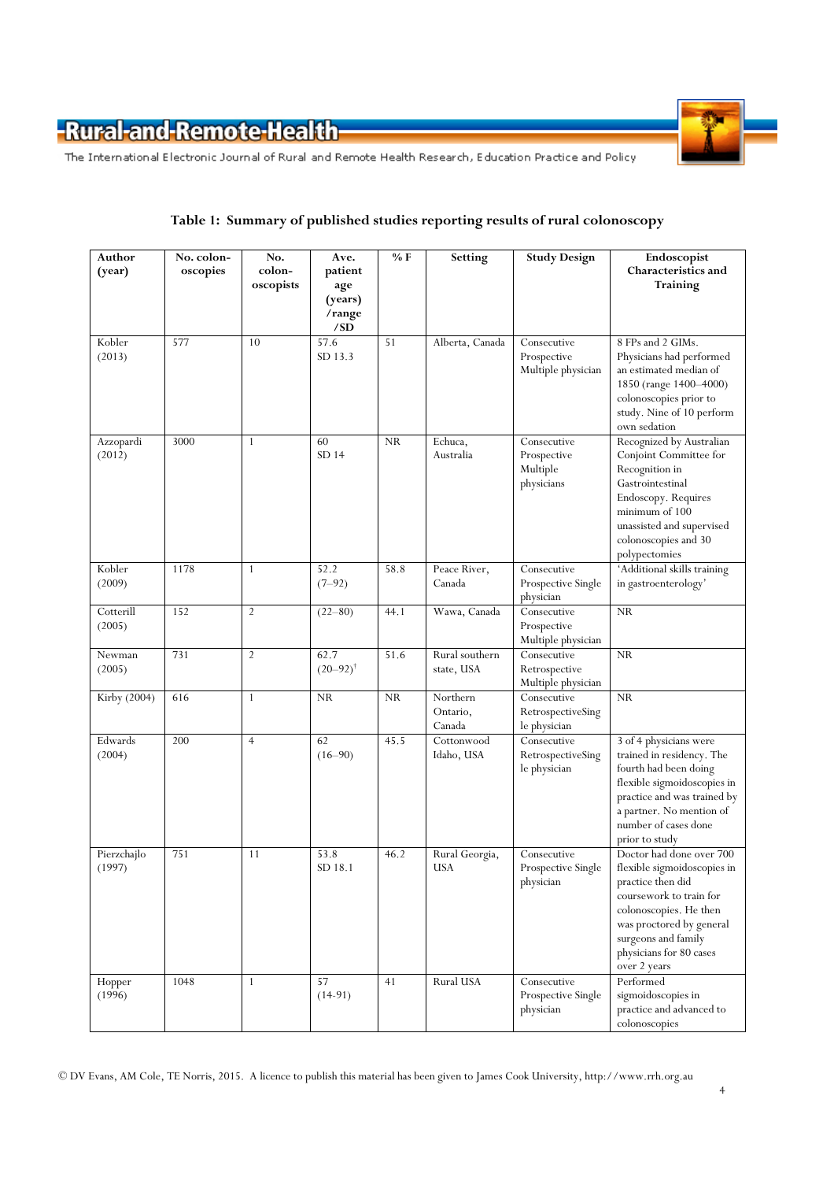**Table 1: Summary of published studies reporting results of rural colonoscopy**

| Author (year) | No. colon-oscopies | No. colon-oscopists | Ave. patient age (years) /range /SD | % F | Setting | Study Design | Endoscopist Characteristics and Training |
|---|---|---|---|---|---|---|---|
| Kobler (2013) | 577 | 10 | 57.6 SD 13.3 | 51 | Alberta, Canada | Consecutive Prospective Multiple physician | 8 FPs and 2 GIMs. Physicians had performed an estimated median of 1850 (range 1400–4000) colonoscopies prior to study. Nine of 10 perform own sedation |
| Azzopardi (2012) | 3000 | 1 | 60 SD 14 | NR | Echuca, Australia | Consecutive Prospective Multiple physicians | Recognized by Australian Conjoint Committee for Recognition in Gastrointestinal Endoscopy. Requires minimum of 100 unassisted and supervised colonoscopies and 30 polypectomies |
| Kobler (2009) | 1178 | 1 | 52.2 (7–92) | 58.8 | Peace River, Canada | Consecutive Prospective Single physician | 'Additional skills training in gastroenterology' |
| Cotterill (2005) | 152 | 2 | (22–80) | 44.1 | Wawa, Canada | Consecutive Prospective Multiple physician | NR |
| Newman (2005) | 731 | 2 | 62.7 (20–92)† | 51.6 | Rural southern state, USA | Consecutive Retrospective Multiple physician | NR |
| Kirby (2004) | 616 | 1 | NR | NR | Northern Ontario, Canada | Consecutive RetrospectiveSingle physician | NR |
| Edwards (2004) | 200 | 4 | 62 (16–90) | 45.5 | Cottonwood Idaho, USA | Consecutive RetrospectiveSingle physician | 3 of 4 physicians were trained in residency. The fourth had been doing flexible sigmoidoscopies in practice and was trained by a partner. No mention of number of cases done prior to study |
| Pierzchajlo (1997) | 751 | 11 | 53.8 SD 18.1 | 46.2 | Rural Georgia, USA | Consecutive Prospective Single physician | Doctor had done over 700 flexible sigmoidoscopies in practice then did coursework to train for colonoscopies. He then was proctored by general surgeons and family physicians for 80 cases over 2 years |
| Hopper (1996) | 1048 | 1 | 57 (14-91) | 41 | Rural USA | Consecutive Prospective Single physician | Performed sigmoidoscopies in practice and advanced to colonoscopies |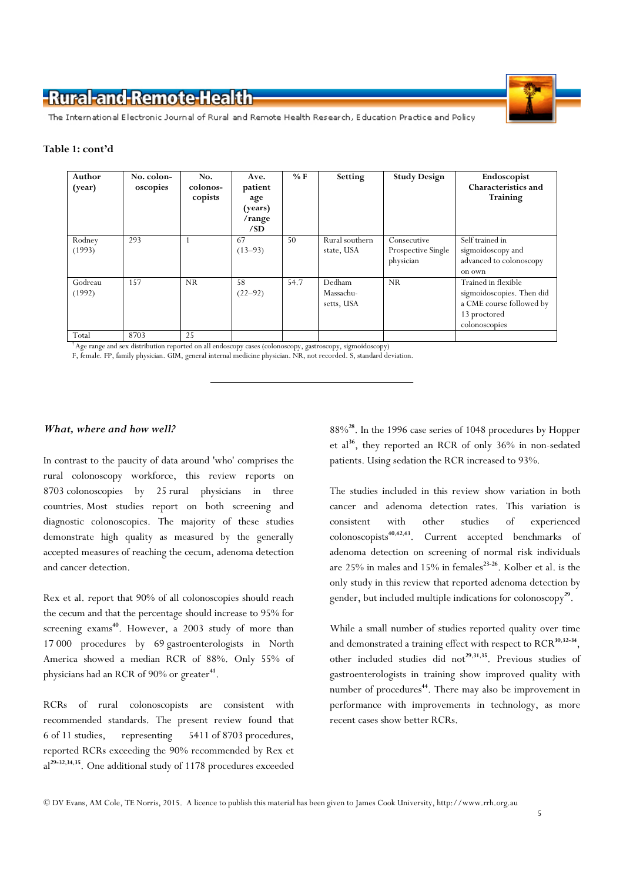**Table 1: cont'd**

| Author (year) | No. colonoscopies | No. colonoscopists | Ave. patient age (years) /range /SD | % F | Setting | Study Design | Endoscopist Characteristics and Training |
|---|---|---|---|---|---|---|---|
| Rodney (1993) | 293 | 1 | 67 (13–93) | 50 | Rural southern state, USA | Consecutive Prospective Single physician | Self trained in sigmoidoscopy and advanced to colonoscopy on own |
| Godreau (1992) | 157 | NR | 58 (22–92) | 54.7 | Dedham Massachusetts, USA | NR | Trained in flexible sigmoidoscopies. Then did a CME course followed by 13 proctored colonoscopies |
| Total | 8703 | 25 | | | | | |

† Age range and sex distribution reported on all endoscopy cases (colonoscopy, gastroscopy, sigmoidoscopy)
F, female. FP, family physician. GIM, general internal medicine physician. NR, not recorded. S, standard deviation.

### *What, where and how well?*

In contrast to the paucity of data around 'who' comprises the rural colonoscopy workforce, this review reports on 8703 colonoscopies by 25 rural physicians in three countries. Most studies report on both screening and diagnostic colonoscopies. The majority of these studies demonstrate high quality as measured by the generally accepted measures of reaching the cecum, adenoma detection and cancer detection.

Rex et al. report that 90% of all colonoscopies should reach the cecum and that the percentage should increase to 95% for screening exams[40]. However, a 2003 study of more than 17 000 procedures by 69 gastroenterologists in North America showed a median RCR of 88%. Only 55% of physicians had an RCR of 90% or greater[41].

RCRs of rural colonoscopists are consistent with recommended standards. The present review found that 6 of 11 studies, representing 5411 of 8703 procedures, reported RCRs exceeding the 90% recommended by Rex et al[29-32,34,35]. One additional study of 1178 procedures exceeded 88%[28]. In the 1996 case series of 1048 procedures by Hopper et al[36], they reported an RCR of only 36% in non-sedated patients. Using sedation the RCR increased to 93%.

The studies included in this review show variation in both cancer and adenoma detection rates. This variation is consistent with other studies of experienced colonoscopists[40,42,43]. Current accepted benchmarks of adenoma detection on screening of normal risk individuals are 25% in males and 15% in females[23-26]. Kolber et al. is the only study in this review that reported adenoma detection by gender, but included multiple indications for colonoscopy[29].

While a small number of studies reported quality over time and demonstrated a training effect with respect to RCR[30,32-34], other included studies did not[29,31,35]. Previous studies of gastroenterologists in training show improved quality with number of procedures[44]. There may also be improvement in performance with improvements in technology, as more recent cases show better RCRs.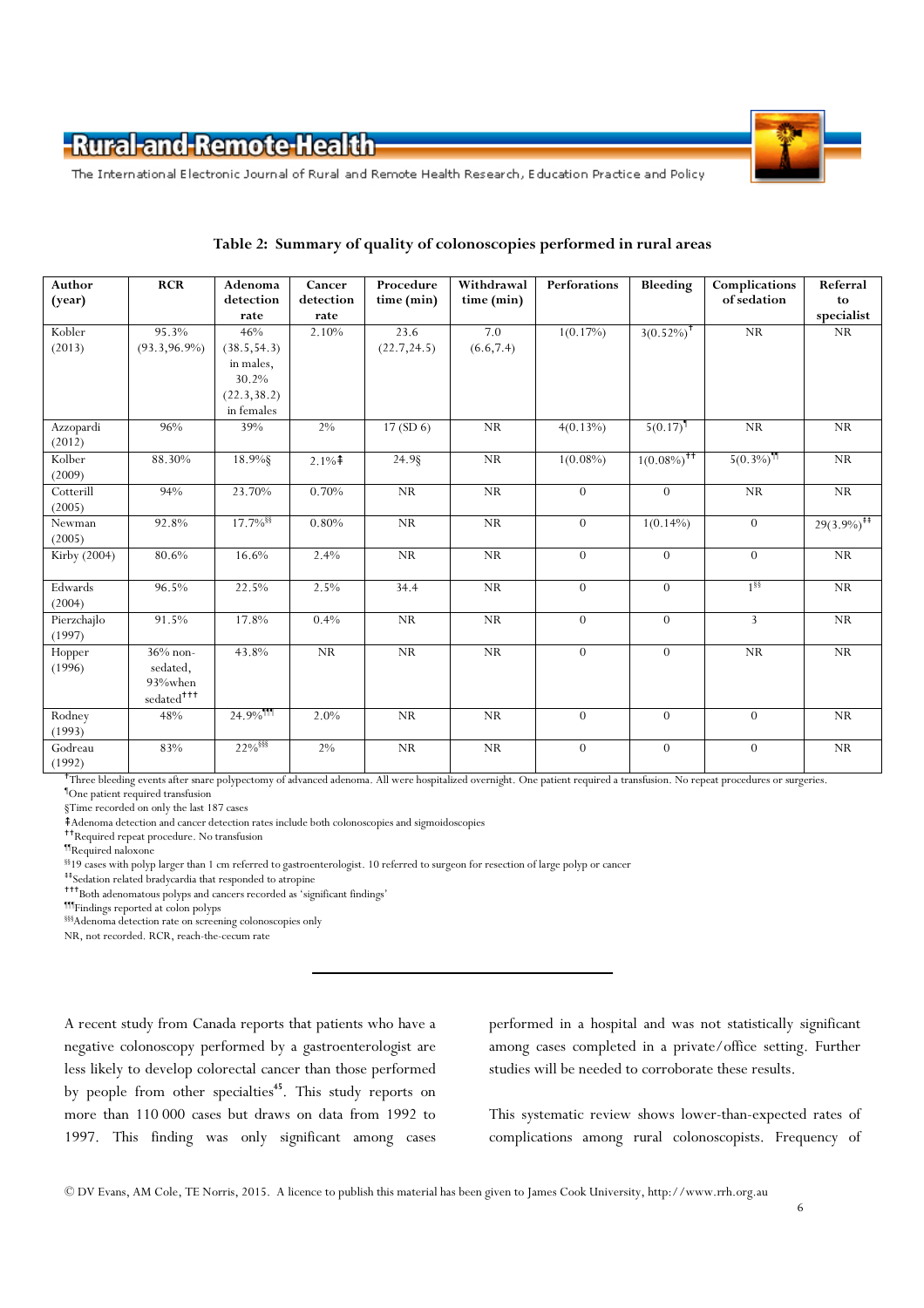**Table 2: Summary of quality of colonoscopies performed in rural areas**

| Author (year) | RCR | Adenoma detection rate | Cancer detection rate | Procedure time (min) | Withdrawal time (min) | Perforations | Bleeding | Complications of sedation | Referral to specialist |
|---|---|---|---|---|---|---|---|---|---|
| Kobler (2013) | 95.3% (93.3,96.9%) | 46% (38.5,54.3) in males, 30.2% (22.3,38.2) in females | 2.10% | 23.6 (22.7,24.5) | 7.0 (6.6,7.4) | 1(0.17%) | 3(0.52%)[†] | NR | NR |
| Azzopardi (2012) | 96% | 39% | 2% | 17 (SD 6) | NR | 4(0.13%) | 5(0.17)[¶] | NR | NR |
| Kolber (2009) | 88.30% | 18.9%§ | 2.1%‡ | 24.9§ | NR | 1(0.08%) | 1(0.08%)[††] | 5(0.3%)[¶¶] | NR |
| Cotterill (2005) | 94% | 23.70% | 0.70% | NR | NR | 0 | 0 | NR | NR |
| Newman (2005) | 92.8% | 17.7%[§§] | 0.80% | NR | NR | 0 | 1(0.14%) | 0 | 29(3.9%)[‡‡] |
| Kirby (2004) | 80.6% | 16.6% | 2.4% | NR | NR | 0 | 0 | 0 | NR |
| Edwards (2004) | 96.5% | 22.5% | 2.5% | 34.4 | NR | 0 | 0 | 1[§§] | NR |
| Pierzchajlo (1997) | 91.5% | 17.8% | 0.4% | NR | NR | 0 | 0 | 3 | NR |
| Hopper (1996) | 36% non-sedated, 93%when sedated[†††] | 43.8% | NR | NR | NR | 0 | 0 | NR | NR |
| Rodney (1993) | 48% | 24.9%[¶¶¶] | 2.0% | NR | NR | 0 | 0 | 0 | NR |
| Godreau (1992) | 83% | 22%[§§§] | 2% | NR | NR | 0 | 0 | 0 | NR |

[†]Three bleeding events after snare polypectomy of advanced adenoma. All were hospitalized overnight. One patient required a transfusion. No repeat procedures or surgeries.
[¶]One patient required transfusion
§Time recorded on only the last 187 cases
‡Adenoma detection and cancer detection rates include both colonoscopies and sigmoidoscopies
[††]Required repeat procedure. No transfusion
[¶¶]Required naloxone
[§§]19 cases with polyp larger than 1 cm referred to gastroenterologist. 10 referred to surgeon for resection of large polyp or cancer
[‡‡]Sedation related bradycardia that responded to atropine
[†††]Both adenomatous polyps and cancers recorded as 'significant findings'
[¶¶¶]Findings reported at colon polyps
[§§§]Adenoma detection rate on screening colonoscopies only
NR, not recorded. RCR, reach-the-cecum rate

A recent study from Canada reports that patients who have a negative colonoscopy performed by a gastroenterologist are less likely to develop colorectal cancer than those performed by people from other specialties[45]. This study reports on more than 110 000 cases but draws on data from 1992 to 1997. This finding was only significant among cases performed in a hospital and was not statistically significant among cases completed in a private/office setting. Further studies will be needed to corroborate these results.

This systematic review shows lower-than-expected rates of complications among rural colonoscopists. Frequency of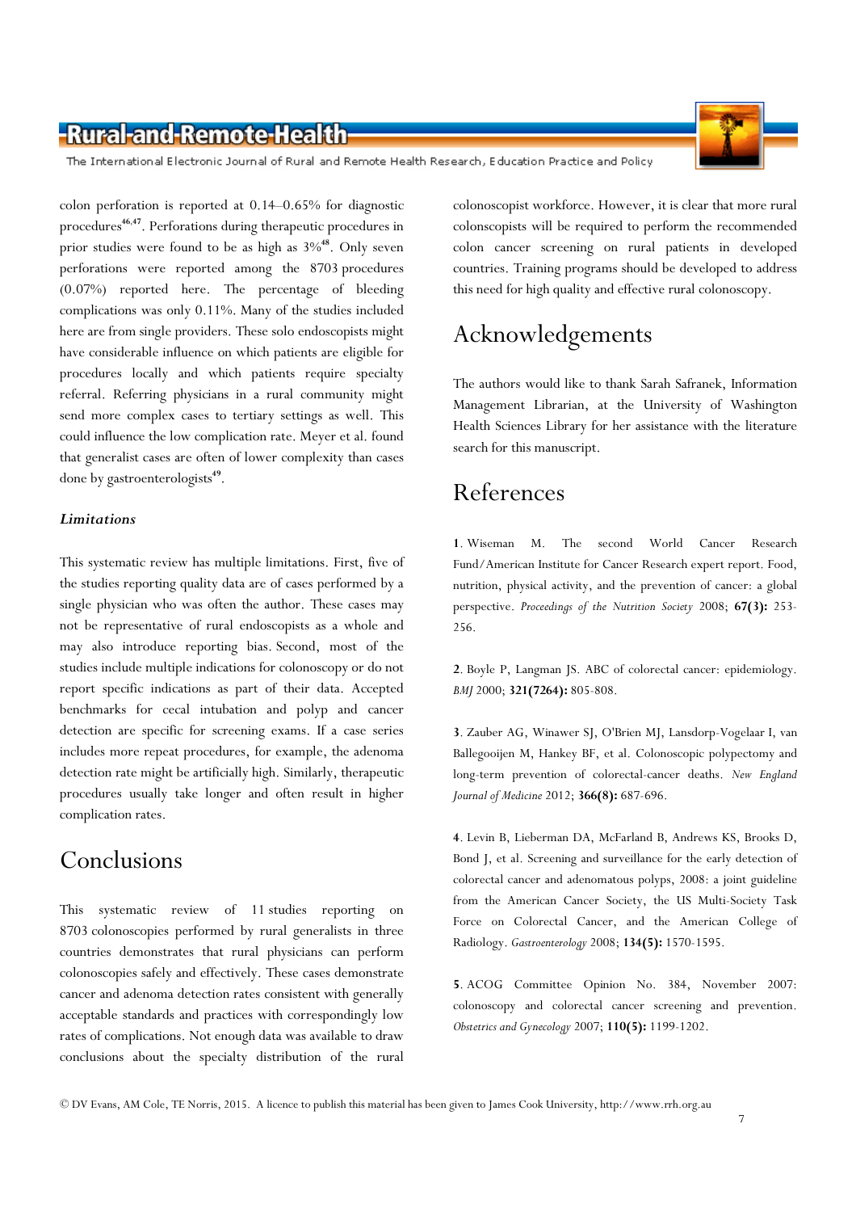colon perforation is reported at 0.14–0.65% for diagnostic procedures[46,47]. Perforations during therapeutic procedures in prior studies were found to be as high as 3%[48]. Only seven perforations were reported among the 8703 procedures (0.07%) reported here. The percentage of bleeding complications was only 0.11%. Many of the studies included here are from single providers. These solo endoscopists might have considerable influence on which patients are eligible for procedures locally and which patients require specialty referral. Referring physicians in a rural community might send more complex cases to tertiary settings as well. This could influence the low complication rate. Meyer et al. found that generalist cases are often of lower complexity than cases done by gastroenterologists[49].

### *Limitations*

This systematic review has multiple limitations. First, five of the studies reporting quality data are of cases performed by a single physician who was often the author. These cases may not be representative of rural endoscopists as a whole and may also introduce reporting bias. Second, most of the studies include multiple indications for colonoscopy or do not report specific indications as part of their data. Accepted benchmarks for cecal intubation and polyp and cancer detection are specific for screening exams. If a case series includes more repeat procedures, for example, the adenoma detection rate might be artificially high. Similarly, therapeutic procedures usually take longer and often result in higher complication rates.

## Conclusions

This systematic review of 11 studies reporting on 8703 colonoscopies performed by rural generalists in three countries demonstrates that rural physicians can perform colonoscopies safely and effectively. These cases demonstrate cancer and adenoma detection rates consistent with generally acceptable standards and practices with correspondingly low rates of complications. Not enough data was available to draw conclusions about the specialty distribution of the rural colonoscopist workforce. However, it is clear that more rural colonscopists will be required to perform the recommended colon cancer screening on rural patients in developed countries. Training programs should be developed to address this need for high quality and effective rural colonoscopy.

## Acknowledgements

The authors would like to thank Sarah Safranek, Information Management Librarian, at the University of Washington Health Sciences Library for her assistance with the literature search for this manuscript.

## References

**1**. Wiseman M. The second World Cancer Research Fund/American Institute for Cancer Research expert report. Food, nutrition, physical activity, and the prevention of cancer: a global perspective. *Proceedings of the Nutrition Society* 2008; **67(3):** 253-256.

**2**. Boyle P, Langman JS. ABC of colorectal cancer: epidemiology. *BMJ* 2000; **321(7264):** 805-808.

**3**. Zauber AG, Winawer SJ, O'Brien MJ, Lansdorp-Vogelaar I, van Ballegooijen M, Hankey BF, et al. Colonoscopic polypectomy and long-term prevention of colorectal-cancer deaths. *New England Journal of Medicine* 2012; **366(8):** 687-696.

**4**. Levin B, Lieberman DA, McFarland B, Andrews KS, Brooks D, Bond J, et al. Screening and surveillance for the early detection of colorectal cancer and adenomatous polyps, 2008: a joint guideline from the American Cancer Society, the US Multi-Society Task Force on Colorectal Cancer, and the American College of Radiology. *Gastroenterology* 2008; **134(5):** 1570-1595.

**5**. ACOG Committee Opinion No. 384, November 2007: colonoscopy and colorectal cancer screening and prevention. *Obstetrics and Gynecology* 2007; **110(5):** 1199-1202.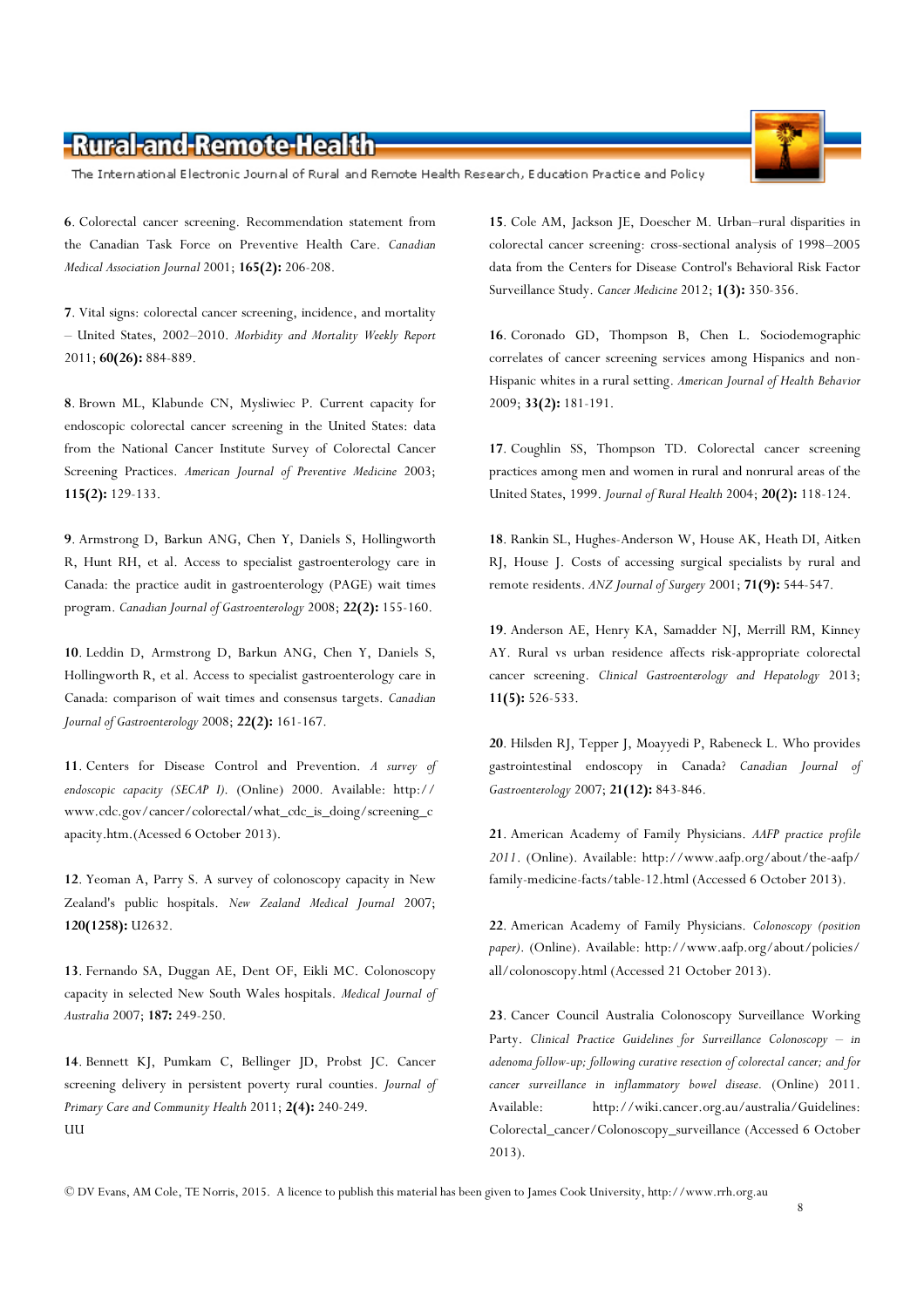**6**. Colorectal cancer screening. Recommendation statement from the Canadian Task Force on Preventive Health Care. *Canadian Medical Association Journal* 2001; **165(2):** 206-208.

**7**. Vital signs: colorectal cancer screening, incidence, and mortality – United States, 2002–2010. *Morbidity and Mortality Weekly Report* 2011; **60(26):** 884-889.

**8**. Brown ML, Klabunde CN, Mysliwiec P. Current capacity for endoscopic colorectal cancer screening in the United States: data from the National Cancer Institute Survey of Colorectal Cancer Screening Practices. *American Journal of Preventive Medicine* 2003; **115(2):** 129-133.

**9**. Armstrong D, Barkun ANG, Chen Y, Daniels S, Hollingworth R, Hunt RH, et al. Access to specialist gastroenterology care in Canada: the practice audit in gastroenterology (PAGE) wait times program. *Canadian Journal of Gastroenterology* 2008; **22(2):** 155-160.

**10**. Leddin D, Armstrong D, Barkun ANG, Chen Y, Daniels S, Hollingworth R, et al. Access to specialist gastroenterology care in Canada: comparison of wait times and consensus targets. *Canadian Journal of Gastroenterology* 2008; **22(2):** 161-167.

**11**. Centers for Disease Control and Prevention. *A survey of endoscopic capacity (SECAP I).* (Online) 2000. Available: http://www.cdc.gov/cancer/colorectal/what_cdc_is_doing/screening_capacity.htm.(Acessed 6 October 2013).

**12**. Yeoman A, Parry S. A survey of colonoscopy capacity in New Zealand's public hospitals. *New Zealand Medical Journal* 2007; **120(1258):** U2632.

**13**. Fernando SA, Duggan AE, Dent OF, Eikli MC. Colonoscopy capacity in selected New South Wales hospitals. *Medical Journal of Australia* 2007; **187:** 249-250.

**14**. Bennett KJ, Pumkam C, Bellinger JD, Probst JC. Cancer screening delivery in persistent poverty rural counties. *Journal of Primary Care and Community Health* 2011; **2(4):** 240-249.
UU

**15**. Cole AM, Jackson JE, Doescher M. Urban–rural disparities in colorectal cancer screening: cross-sectional analysis of 1998–2005 data from the Centers for Disease Control's Behavioral Risk Factor Surveillance Study. *Cancer Medicine* 2012; **1(3):** 350-356.

**16**. Coronado GD, Thompson B, Chen L. Sociodemographic correlates of cancer screening services among Hispanics and non-Hispanic whites in a rural setting. *American Journal of Health Behavior* 2009; **33(2):** 181-191.

**17**. Coughlin SS, Thompson TD. Colorectal cancer screening practices among men and women in rural and nonrural areas of the United States, 1999. *Journal of Rural Health* 2004; **20(2):** 118-124.

**18**. Rankin SL, Hughes-Anderson W, House AK, Heath DI, Aitken RJ, House J. Costs of accessing surgical specialists by rural and remote residents. *ANZ Journal of Surgery* 2001; **71(9):** 544-547.

**19**. Anderson AE, Henry KA, Samadder NJ, Merrill RM, Kinney AY. Rural vs urban residence affects risk-appropriate colorectal cancer screening. *Clinical Gastroenterology and Hepatology* 2013; **11(5):** 526-533.

**20**. Hilsden RJ, Tepper J, Moayyedi P, Rabeneck L. Who provides gastrointestinal endoscopy in Canada? *Canadian Journal of Gastroenterology* 2007; **21(12):** 843-846.

**21**. American Academy of Family Physicians. *AAFP practice profile 2011*. (Online). Available: http://www.aafp.org/about/the-aafp/family-medicine-facts/table-12.html (Accessed 6 October 2013).

**22**. American Academy of Family Physicians. *Colonoscopy (position paper)*. (Online). Available: http://www.aafp.org/about/policies/all/colonoscopy.html (Accessed 21 October 2013).

**23**. Cancer Council Australia Colonoscopy Surveillance Working Party. *Clinical Practice Guidelines for Surveillance Colonoscopy – in adenoma follow-up; following curative resection of colorectal cancer; and for cancer surveillance in inflammatory bowel disease.* (Online) 2011. Available: http://wiki.cancer.org.au/australia/Guidelines:Colorectal_cancer/Colonoscopy_surveillance (Accessed 6 October 2013).

© DV Evans, AM Cole, TE Norris, 2015. A licence to publish this material has been given to James Cook University, http://www.rrh.org.au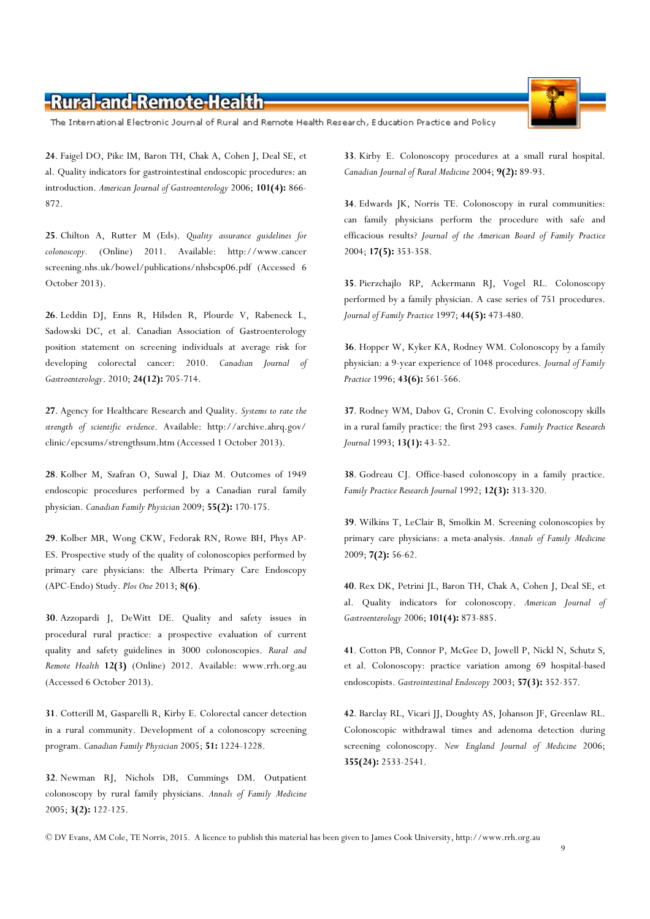**24**. Faigel DO, Pike IM, Baron TH, Chak A, Cohen J, Deal SE, et al. Quality indicators for gastrointestinal endoscopic procedures: an introduction. *American Journal of Gastroenterology* 2006; **101(4):** 866-872.

**25**. Chilton A, Rutter M (Eds). *Quality assurance guidelines for colonoscopy*. (Online) 2011. Available: http://www.cancerscreening.nhs.uk/bowel/publications/nhsbcsp06.pdf (Accessed 6 October 2013).

**26**. Leddin DJ, Enns R, Hilsden R, Plourde V, Rabeneck L, Sadowski DC, et al. Canadian Association of Gastroenterology position statement on screening individuals at average risk for developing colorectal cancer: 2010. *Canadian Journal of Gastroenterology*. 2010; **24(12):** 705-714.

**27**. Agency for Healthcare Research and Quality. *Systems to rate the strength of scientific evidence*. Available: http://archive.ahrq.gov/clinic/epcsums/strengthsum.htm (Accessed 1 October 2013).

**28**. Kolber M, Szafran O, Suwal J, Diaz M. Outcomes of 1949 endoscopic procedures performed by a Canadian rural family physician. *Canadian Family Physician* 2009; **55(2):** 170-175.

**29**. Kolber MR, Wong CKW, Fedorak RN, Rowe BH, Phys AP-ES. Prospective study of the quality of colonoscopies performed by primary care physicians: the Alberta Primary Care Endoscopy (APC-Endo) Study. *Plos One* 2013; **8(6)**.

**30**. Azzopardi J, DeWitt DE. Quality and safety issues in procedural rural practice: a prospective evaluation of current quality and safety guidelines in 3000 colonoscopies. *Rural and Remote Health* **12(3)** (Online) 2012. Available: www.rrh.org.au (Accessed 6 October 2013).

**31**. Cotterill M, Gasparelli R, Kirby E. Colorectal cancer detection in a rural community. Development of a colonoscopy screening program. *Canadian Family Physician* 2005; **51:** 1224-1228.

**32**. Newman RJ, Nichols DB, Cummings DM. Outpatient colonoscopy by rural family physicians. *Annals of Family Medicine* 2005; **3(2):** 122-125.

**33**. Kirby E. Colonoscopy procedures at a small rural hospital. *Canadian Journal of Rural Medicine* 2004; **9(2):** 89-93.

**34**. Edwards JK, Norris TE. Colonoscopy in rural communities: can family physicians perform the procedure with safe and efficacious results? *Journal of the American Board of Family Practice* 2004; **17(5):** 353-358.

**35**. Pierzchajlo RP, Ackermann RJ, Vogel RL. Colonoscopy performed by a family physician. A case series of 751 procedures. *Journal of Family Practice* 1997; **44(5):** 473-480.

**36**. Hopper W, Kyker KA, Rodney WM. Colonoscopy by a family physician: a 9-year experience of 1048 procedures. *Journal of Family Practice* 1996; **43(6):** 561-566.

**37**. Rodney WM, Dabov G, Cronin C. Evolving colonoscopy skills in a rural family practice: the first 293 cases. *Family Practice Research Journal* 1993; **13(1):** 43-52.

**38**. Godreau CJ. Office-based colonoscopy in a family practice. *Family Practice Research Journal* 1992; **12(3):** 313-320.

**39**. Wilkins T, LeClair B, Smolkin M. Screening colonoscopies by primary care physicians: a meta-analysis. *Annals of Family Medicine* 2009; **7(2):** 56-62.

**40**. Rex DK, Petrini JL, Baron TH, Chak A, Cohen J, Deal SE, et al. Quality indicators for colonoscopy. *American Journal of Gastroenterology* 2006; **101(4):** 873-885.

**41**. Cotton PB, Connor P, McGee D, Jowell P, Nickl N, Schutz S, et al. Colonoscopy: practice variation among 69 hospital-based endoscopists. *Gastrointestinal Endoscopy* 2003; **57(3):** 352-357.

**42**. Barclay RL, Vicari JJ, Doughty AS, Johanson JF, Greenlaw RL. Colonoscopic withdrawal times and adenoma detection during screening colonoscopy. *New England Journal of Medicine* 2006; **355(24):** 2533-2541.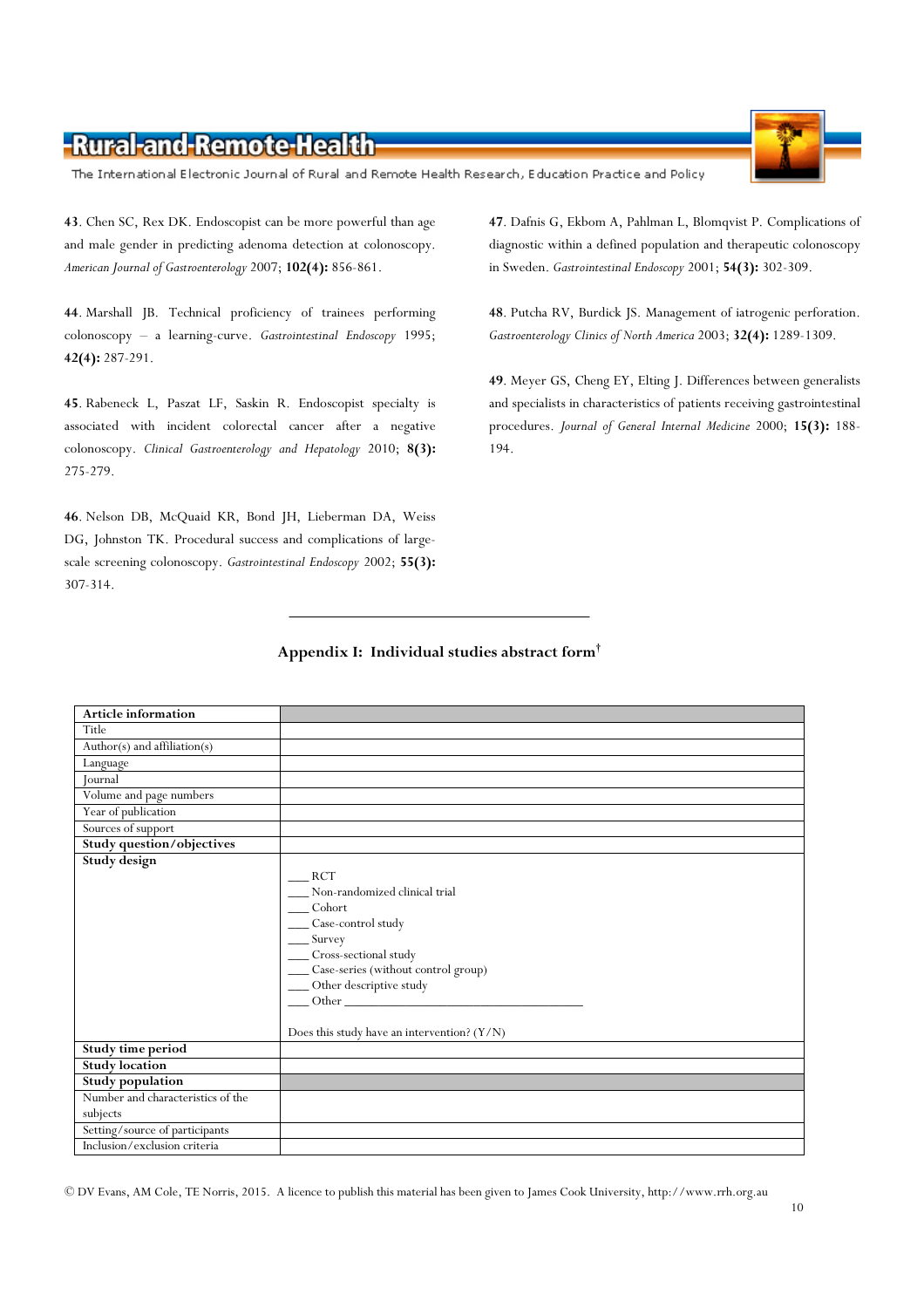43. Chen SC, Rex DK. Endoscopist can be more powerful than age and male gender in predicting adenoma detection at colonoscopy. *American Journal of Gastroenterology* 2007; **102(4):** 856-861.

44. Marshall JB. Technical proficiency of trainees performing colonoscopy – a learning-curve. *Gastrointestinal Endoscopy* 1995; **42(4):** 287-291.

45. Rabeneck L, Paszat LF, Saskin R. Endoscopist specialty is associated with incident colorectal cancer after a negative colonoscopy. *Clinical Gastroenterology and Hepatology* 2010; **8(3):** 275-279.

46. Nelson DB, McQuaid KR, Bond JH, Lieberman DA, Weiss DG, Johnston TK. Procedural success and complications of large-scale screening colonoscopy. *Gastrointestinal Endoscopy* 2002; **55(3):** 307-314.

47. Dafnis G, Ekbom A, Pahlman L, Blomqvist P. Complications of diagnostic within a defined population and therapeutic colonoscopy in Sweden. *Gastrointestinal Endoscopy* 2001; **54(3):** 302-309.

48. Putcha RV, Burdick JS. Management of iatrogenic perforation. *Gastroenterology Clinics of North America* 2003; **32(4):** 1289-1309.

49. Meyer GS, Cheng EY, Elting J. Differences between generalists and specialists in characteristics of patients receiving gastrointestinal procedures. *Journal of General Internal Medicine* 2000; **15(3):** 188-194.

---

## Appendix I: Individual studies abstract form†

| **Article information** | |
|---|---|
| Title | |
| Author(s) and affiliation(s) | |
| Language | |
| Journal | |
| Volume and page numbers | |
| Year of publication | |
| Sources of support | |
| **Study question/objectives** | |
| **Study design** | ___ RCT<br>___ Non-randomized clinical trial<br>___ Cohort<br>___ Case-control study<br>___ Survey<br>___ Cross-sectional study<br>___ Case-series (without control group)<br>___ Other descriptive study<br>___ Other ______________________________<br><br>Does this study have an intervention? (Y/N) |
| **Study time period** | |
| **Study location** | |
| **Study population** | |
| Number and characteristics of the subjects | |
| Setting/source of participants | |
| Inclusion/exclusion criteria | |

© DV Evans, AM Cole, TE Norris, 2015. A licence to publish this material has been given to James Cook University, http://www.rrh.org.au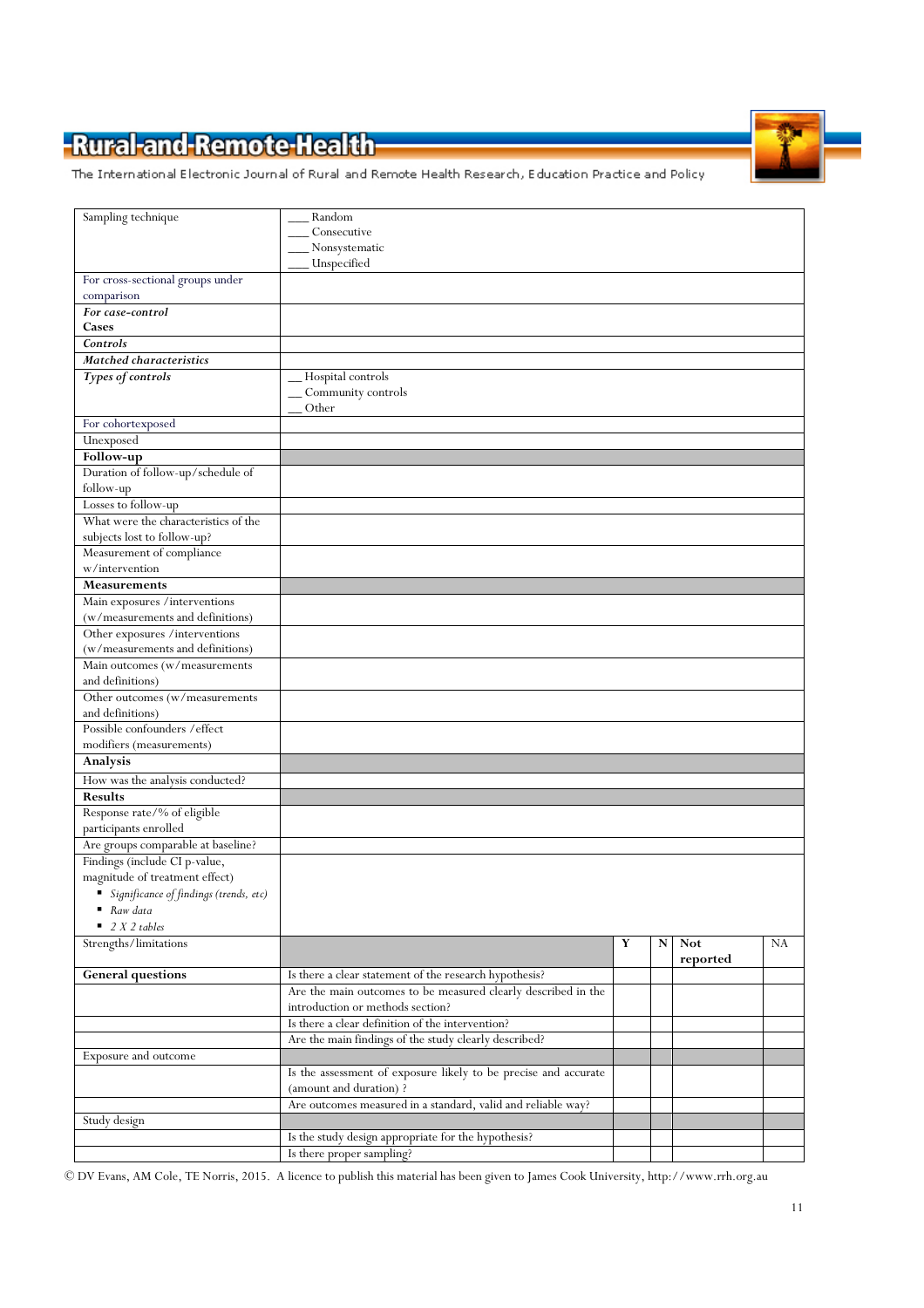| | | | | | |
|---|---|---|---|---|---|
| Sampling technique | ___ Random<br>___ Consecutive<br>___ Nonsystematic<br>___ Unspecified | | | | |
| For cross-sectional groups under comparison | | | | | |
| ***For case-control*** **Cases** | | | | | |
| ***Controls*** | | | | | |
| ***Matched characteristics*** | | | | | |
| ***Types of controls*** | __ Hospital controls<br>__ Community controls<br>__ Other | | | | |
| For cohortexposed | | | | | |
| Unexposed | | | | | |
| **Follow-up** | | | | | |
| Duration of follow-up/schedule of follow-up | | | | | |
| Losses to follow-up | | | | | |
| What were the characteristics of the subjects lost to follow-up? | | | | | |
| Measurement of compliance w/intervention | | | | | |
| **Measurements** | | | | | |
| Main exposures /interventions (w/measurements and definitions) | | | | | |
| Other exposures /interventions (w/measurements and definitions) | | | | | |
| Main outcomes (w/measurements and definitions) | | | | | |
| Other outcomes (w/measurements and definitions) | | | | | |
| Possible confounders /effect modifiers (measurements) | | | | | |
| **Analysis** | | | | | |
| How was the analysis conducted? | | | | | |
| **Results** | | | | | |
| Response rate/% of eligible participants enrolled | | | | | |
| Are groups comparable at baseline? | | | | | |
| Findings (include CI p-value, magnitude of treatment effect)<br>▪ *Significance of findings (trends, etc)*<br>▪ *Raw data*<br>▪ *2 X 2 tables* | | | | | |
| Strengths/limitations | | **Y** | **N** | **Not reported** | NA |
| **General questions** | Is there a clear statement of the research hypothesis? | | | | |
| | Are the main outcomes to be measured clearly described in the introduction or methods section? | | | | |
| | Is there a clear definition of the intervention? | | | | |
| | Are the main findings of the study clearly described? | | | | |
| Exposure and outcome | | | | | |
| | Is the assessment of exposure likely to be precise and accurate (amount and duration) ? | | | | |
| | Are outcomes measured in a standard, valid and reliable way? | | | | |
| Study design | | | | | |
| | Is the study design appropriate for the hypothesis? | | | | |
| | Is there proper sampling? | | | | |

© DV Evans, AM Cole, TE Norris, 2015. A licence to publish this material has been given to James Cook University, http://www.rrh.org.au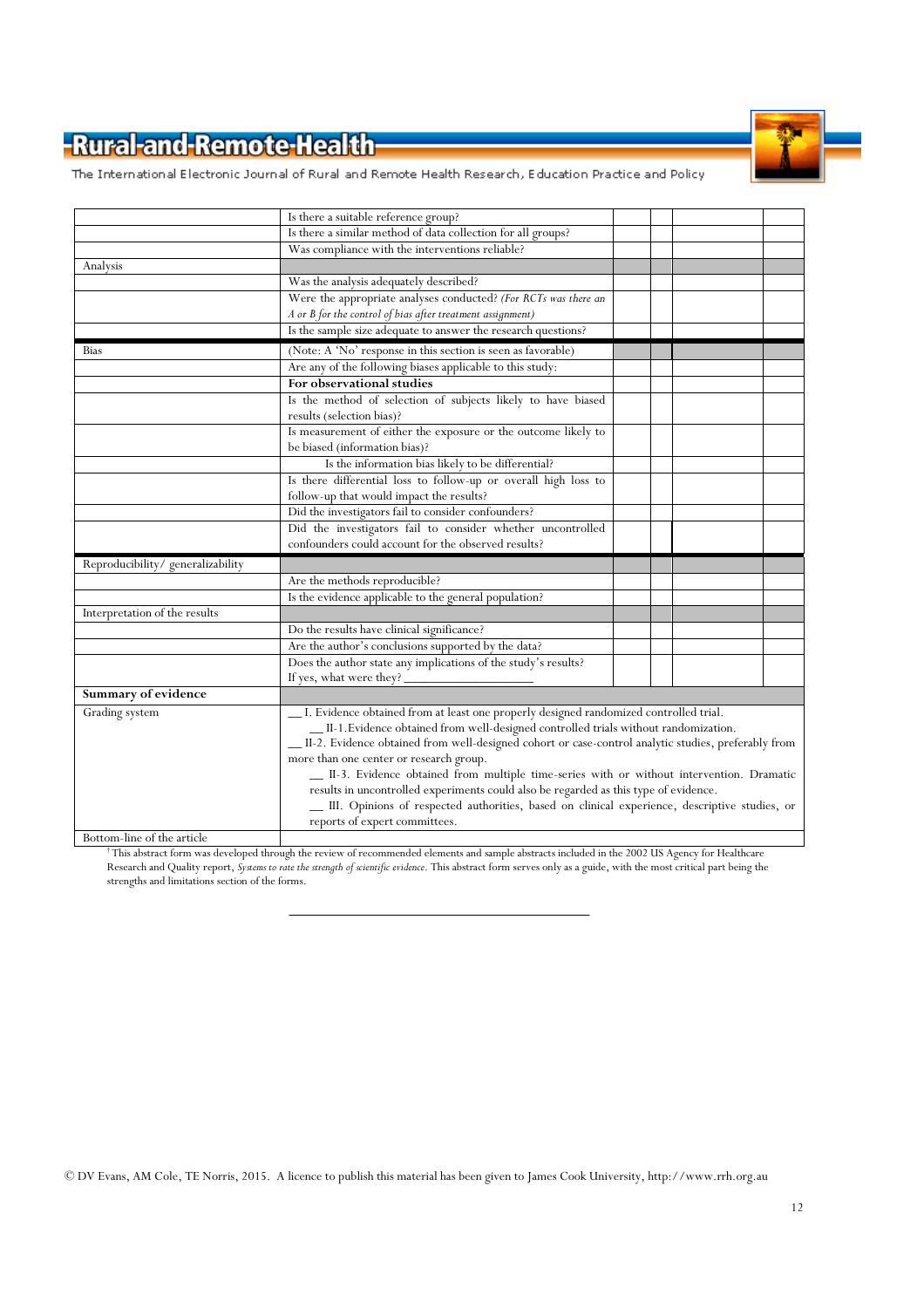| | | | | | |
|---|---|---|---|---|---|
| | Is there a suitable reference group? | | | | |
| | Is there a similar method of data collection for all groups? | | | | |
| | Was compliance with the interventions reliable? | | | | |
| Analysis | | | | | |
| | Was the analysis adequately described? | | | | |
| | Were the appropriate analyses conducted? *(For RCTs was there an A or B for the control of bias after treatment assignment)* | | | | |
| | Is the sample size adequate to answer the research questions? | | | | |
| Bias | (Note: A 'No' response in this section is seen as favorable) | | | | |
| | Are any of the following biases applicable to this study: | | | | |
| | **For observational studies** | | | | |
| | Is the method of selection of subjects likely to have biased results (selection bias)? | | | | |
| | Is measurement of either the exposure or the outcome likely to be biased (information bias)? | | | | |
| | Is the information bias likely to be differential? | | | | |
| | Is there differential loss to follow-up or overall high loss to follow-up that would impact the results? | | | | |
| | Did the investigators fail to consider confounders? | | | | |
| | Did the investigators fail to consider whether uncontrolled confounders could account for the observed results? | | | | |
| Reproducibility/ generalizability | | | | | |
| | Are the methods reproducible? | | | | |
| | Is the evidence applicable to the general population? | | | | |
| Interpretation of the results | | | | | |
| | Do the results have clinical significance? | | | | |
| | Are the author's conclusions supported by the data? | | | | |
| | Does the author state any implications of the study's results? If yes, what were they? ________________ | | | | |
| **Summary of evidence** | | | | | |
| Grading system | __ I. Evidence obtained from at least one properly designed randomized controlled trial.<br>__ II-1. Evidence obtained from well-designed controlled trials without randomization.<br>__ II-2. Evidence obtained from well-designed cohort or case-control analytic studies, preferably from more than one center or research group.<br>__ II-3. Evidence obtained from multiple time-series with or without intervention. Dramatic results in uncontrolled experiments could also be regarded as this type of evidence.<br>__ III. Opinions of respected authorities, based on clinical experience, descriptive studies, or reports of expert committees. | | | | |
| Bottom-line of the article | | | | | |

[†]This abstract form was developed through the review of recommended elements and sample abstracts included in the 2002 US Agency for Healthcare Research and Quality report, *Systems to rate the strength of scientific evidence*. This abstract form serves only as a guide, with the most critical part being the strengths and limitations section of the forms.

© DV Evans, AM Cole, TE Norris, 2015. A licence to publish this material has been given to James Cook University, http://www.rrh.org.au